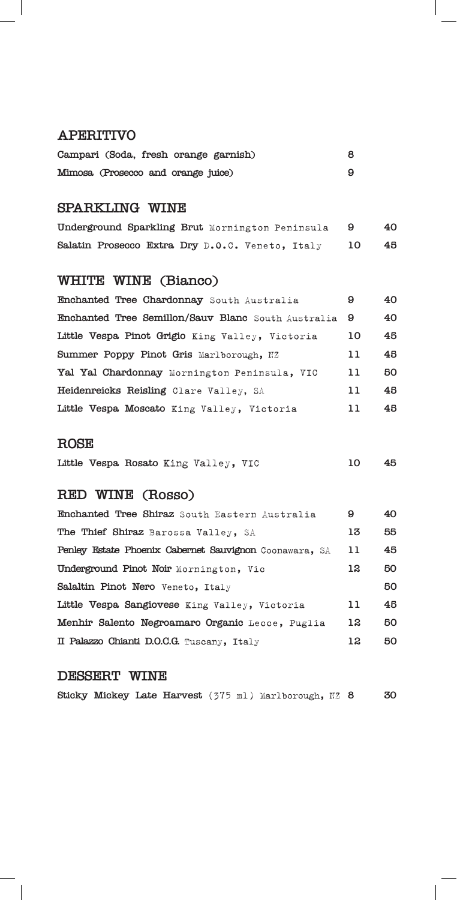## APERITIVO

| | |
|---|---|
| Campari (Soda, fresh orange garnish) | 8 |
| Mimosa (Prosecco and orange juice) | 9 |

## SPARKLING WINE

| | | |
|---|---|---|
| **Underground Sparkling Brut** Mornington Peninsula | 9 | 40 |
| **Salatin Prosecco Extra Dry** D.O.C. Veneto, Italy | 10 | 45 |

## WHITE WINE (Bianco)

| | | |
|---|---|---|
| **Enchanted Tree Chardonnay** South Australia | 9 | 40 |
| **Enchanted Tree Semillon/Sauv Blanc** South Australia | 9 | 40 |
| **Little Vespa Pinot Grigio** King Valley, Victoria | 10 | 45 |
| **Summer Poppy Pinot Gris** Marlborough, NZ | 11 | 45 |
| **Yal Yal Chardonnay** Mornington Peninsula, VIC | 11 | 50 |
| **Heidenreicks Reisling** Clare Valley, SA | 11 | 45 |
| **Little Vespa Moscato** King Valley, Victoria | 11 | 45 |

## ROSE

| | | |
|---|---|---|
| **Little Vespa Rosato** King Valley, VIC | 10 | 45 |

## RED WINE (Rosso)

| | | |
|---|---|---|
| **Enchanted Tree Shiraz** South Eastern Australia | 9 | 40 |
| **The Thief Shiraz** Barossa Valley, SA | 13 | 55 |
| **Penley Estate Phoenix Cabernet Sauvignon** Coonawara, SA | 11 | 45 |
| **Underground Pinot Noir** Mornington, Vic | 12 | 50 |
| **Salaltin Pinot Nero** Veneto, Italy | | 50 |
| **Little Vespa Sangiovese** King Valley, Victoria | 11 | 45 |
| **Menhir Salento Negroamaro Organic** Lecce, Puglia | 12 | 50 |
| **Il Palazzo Chianti D.O.C.G.** Tuscany, Italy | 12 | 50 |

## DESSERT WINE

| | | |
|---|---|---|
| **Sticky Mickey Late Harvest** (375 ml) Marlborough, NZ | 8 | 30 |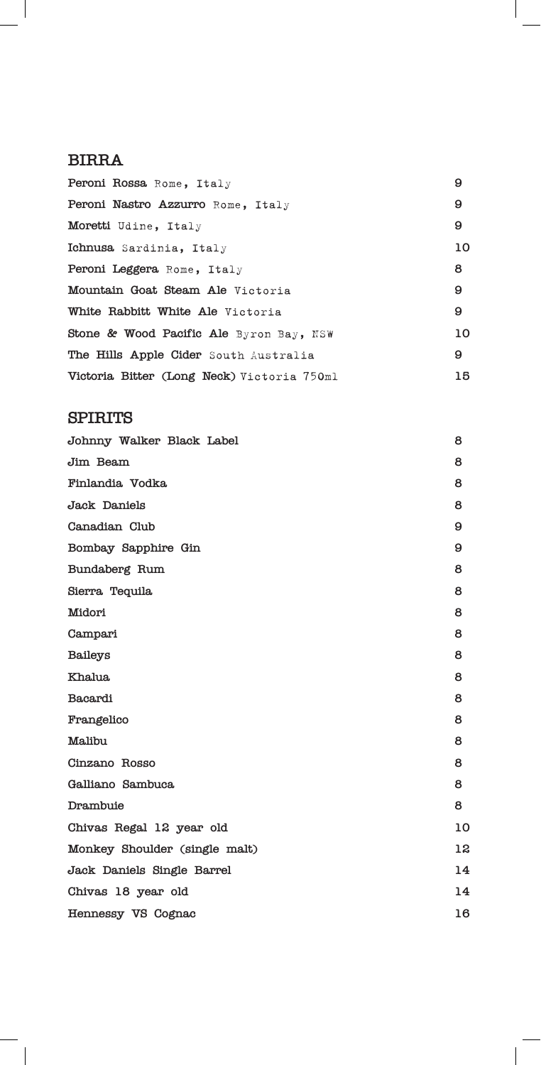## BIRRA

| | |
|---|---|
| **Peroni Rossa** Rome, Italy | 9 |
| **Peroni Nastro Azzurro** Rome, Italy | 9 |
| **Moretti** Udine, Italy | 9 |
| **Ichnusa** Sardinia, Italy | 10 |
| **Peroni Leggera** Rome, Italy | 8 |
| **Mountain Goat Steam Ale** Victoria | 9 |
| **White Rabbitt White Ale** Victoria | 9 |
| **Stone & Wood Pacific Ale** Byron Bay, NSW | 10 |
| **The Hills Apple Cider** South Australia | 9 |
| **Victoria Bitter (Long Neck)** Victoria 750ml | 15 |

## SPIRITS

| | |
|---|---|
| Johnny Walker Black Label | 8 |
| Jim Beam | 8 |
| Finlandia Vodka | 8 |
| Jack Daniels | 8 |
| Canadian Club | 9 |
| Bombay Sapphire Gin | 9 |
| Bundaberg Rum | 8 |
| Sierra Tequila | 8 |
| Midori | 8 |
| Campari | 8 |
| Baileys | 8 |
| Khalua | 8 |
| Bacardi | 8 |
| Frangelico | 8 |
| Malibu | 8 |
| Cinzano Rosso | 8 |
| Galliano Sambuca | 8 |
| Drambuie | 8 |
| Chivas Regal 12 year old | 10 |
| Monkey Shoulder (single malt) | 12 |
| Jack Daniels Single Barrel | 14 |
| Chivas 18 year old | 14 |
| Hennessy VS Cognac | 16 |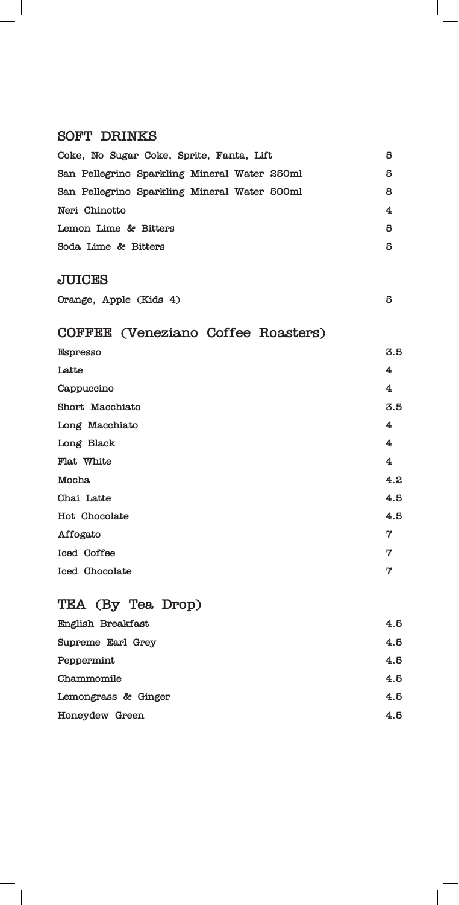## SOFT DRINKS

| Item | Price |
| --- | --- |
| Coke, No Sugar Coke, Sprite, Fanta, Lift | 5 |
| San Pellegrino Sparkling Mineral Water 250ml | 5 |
| San Pellegrino Sparkling Mineral Water 500ml | 8 |
| Neri Chinotto | 4 |
| Lemon Lime & Bitters | 5 |
| Soda Lime & Bitters | 5 |

## JUICES

| Item | Price |
| --- | --- |
| Orange, Apple (Kids 4) | 5 |

## COFFEE (Veneziano Coffee Roasters)

| Item | Price |
| --- | --- |
| Espresso | 3.5 |
| Latte | 4 |
| Cappuccino | 4 |
| Short Macchiato | 3.5 |
| Long Macchiato | 4 |
| Long Black | 4 |
| Flat White | 4 |
| Mocha | 4.2 |
| Chai Latte | 4.5 |
| Hot Chocolate | 4.5 |
| Affogato | 7 |
| Iced Coffee | 7 |
| Iced Chocolate | 7 |

## TEA (By Tea Drop)

| Item | Price |
| --- | --- |
| English Breakfast | 4.5 |
| Supreme Earl Grey | 4.5 |
| Peppermint | 4.5 |
| Chammomile | 4.5 |
| Lemongrass & Ginger | 4.5 |
| Honeydew Green | 4.5 |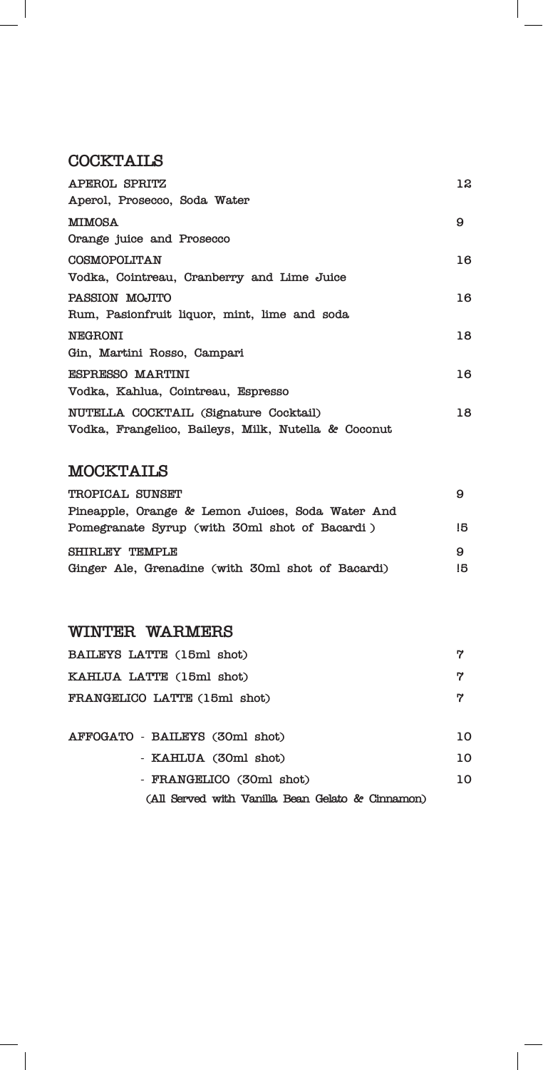## COCKTAILS

| | |
|---|---|
| APEROL SPRITZ<br>Aperol, Prosecco, Soda Water | 12 |
| MIMOSA<br>Orange juice and Prosecco | 9 |
| COSMOPOLITAN<br>Vodka, Cointreau, Cranberry and Lime Juice | 16 |
| PASSION MOJITO<br>Rum, Pasionfruit liquor, mint, lime and soda | 16 |
| NEGRONI<br>Gin, Martini Rosso, Campari | 18 |
| ESPRESSO MARTINI<br>Vodka, Kahlua, Cointreau, Espresso | 16 |
| NUTELLA COCKTAIL (Signature Cocktail)<br>Vodka, Frangelico, Baileys, Milk, Nutella & Coconut | 18 |

## MOCKTAILS

| | |
|---|---|
| TROPICAL SUNSET<br>Pineapple, Orange & Lemon Juices, Soda Water And | 9 |
| Pomegranate Syrup (with 30ml shot of Bacardi ) | !5 |
| SHIRLEY TEMPLE | 9 |
| Ginger Ale, Grenadine (with 30ml shot of Bacardi) | !5 |

## WINTER WARMERS

| | |
|---|---|
| BAILEYS LATTE (15ml shot) | 7 |
| KAHLUA LATTE (15ml shot) | 7 |
| FRANGELICO LATTE (15ml shot) | 7 |
| AFFOGATO - BAILEYS (30ml shot) | 10 |
| - KAHLUA (30ml shot) | 10 |
| - FRANGELICO (30ml shot) | 10 |

(All Served with Vanilla Bean Gelato & Cinnamon)